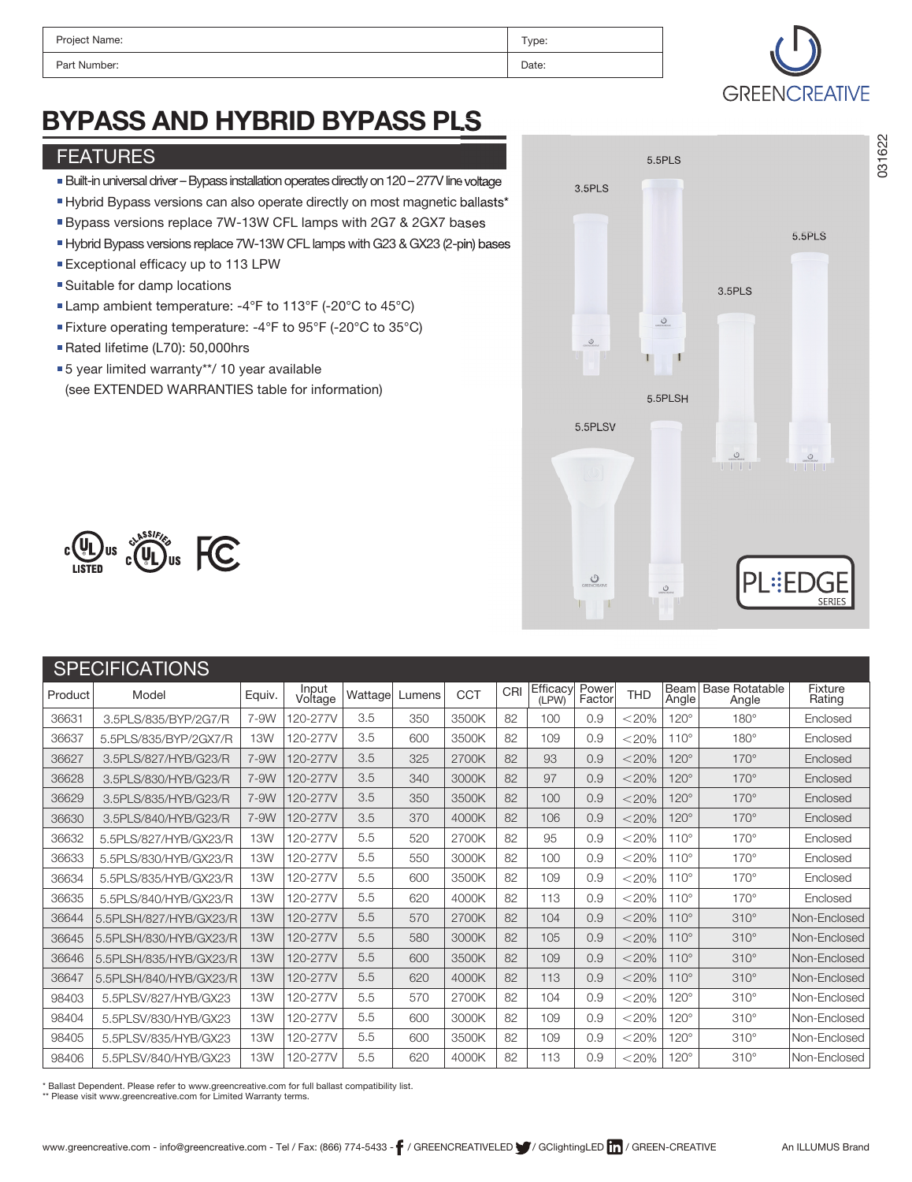| Project Name: | Type: |
|---|---|
| Part Number: | Date: |

# BYPASS AND HYBRID BYPASS PLS

## FEATURES

- Built-in universal driver – Bypass installation operates directly on 120 – 277V line voltage
- Hybrid Bypass versions can also operate directly on most magnetic ballasts*
- Bypass versions replace 7W-13W CFL lamps with 2G7 & 2GX7 bases
- Hybrid Bypass versions replace 7W-13W CFL lamps with G23 & GX23 (2-pin) bases
- Exceptional efficacy up to 113 LPW
- Suitable for damp locations
- Lamp ambient temperature: -4°F to 113°F (-20°C to 45°C)
- Fixture operating temperature: -4°F to 95°F (-20°C to 35°C)
- Rated lifetime (L70): 50,000hrs
- 5 year limited warranty**/ 10 year available (see EXTENDED WARRANTIES table for information)

## SPECIFICATIONS

| Product | Model | Equiv. | Input Voltage | Wattage | Lumens | CCT | CRI | Efficacy (LPW) | Power Factor | THD | Beam Angle | Base Rotatable Angle | Fixture Rating |
|---|---|---|---|---|---|---|---|---|---|---|---|---|---|
| 36631 | 3.5PLS/835/BYP/2G7/R | 7-9W | 120-277V | 3.5 | 350 | 3500K | 82 | 100 | 0.9 | <20% | 120° | 180° | Enclosed |
| 36637 | 5.5PLS/835/BYP/2GX7/R | 13W | 120-277V | 3.5 | 600 | 3500K | 82 | 109 | 0.9 | <20% | 110° | 180° | Enclosed |
| 36627 | 3.5PLS/827/HYB/G23/R | 7-9W | 120-277V | 3.5 | 325 | 2700K | 82 | 93 | 0.9 | <20% | 120° | 170° | Enclosed |
| 36628 | 3.5PLS/830/HYB/G23/R | 7-9W | 120-277V | 3.5 | 340 | 3000K | 82 | 97 | 0.9 | <20% | 120° | 170° | Enclosed |
| 36629 | 3.5PLS/835/HYB/G23/R | 7-9W | 120-277V | 3.5 | 350 | 3500K | 82 | 100 | 0.9 | <20% | 120° | 170° | Enclosed |
| 36630 | 3.5PLS/840/HYB/G23/R | 7-9W | 120-277V | 3.5 | 370 | 4000K | 82 | 106 | 0.9 | <20% | 120° | 170° | Enclosed |
| 36632 | 5.5PLS/827/HYB/GX23/R | 13W | 120-277V | 5.5 | 520 | 2700K | 82 | 95 | 0.9 | <20% | 110° | 170° | Enclosed |
| 36633 | 5.5PLS/830/HYB/GX23/R | 13W | 120-277V | 5.5 | 550 | 3000K | 82 | 100 | 0.9 | <20% | 110° | 170° | Enclosed |
| 36634 | 5.5PLS/835/HYB/GX23/R | 13W | 120-277V | 5.5 | 600 | 3500K | 82 | 109 | 0.9 | <20% | 110° | 170° | Enclosed |
| 36635 | 5.5PLS/840/HYB/GX23/R | 13W | 120-277V | 5.5 | 620 | 4000K | 82 | 113 | 0.9 | <20% | 110° | 170° | Enclosed |
| 36644 | 5.5PLSH/827/HYB/GX23/R | 13W | 120-277V | 5.5 | 570 | 2700K | 82 | 104 | 0.9 | <20% | 110° | 310° | Non-Enclosed |
| 36645 | 5.5PLSH/830/HYB/GX23/R | 13W | 120-277V | 5.5 | 580 | 3000K | 82 | 105 | 0.9 | <20% | 110° | 310° | Non-Enclosed |
| 36646 | 5.5PLSH/835/HYB/GX23/R | 13W | 120-277V | 5.5 | 600 | 3500K | 82 | 109 | 0.9 | <20% | 110° | 310° | Non-Enclosed |
| 36647 | 5.5PLSH/840/HYB/GX23/R | 13W | 120-277V | 5.5 | 620 | 4000K | 82 | 113 | 0.9 | <20% | 110° | 310° | Non-Enclosed |
| 98403 | 5.5PLSV/827/HYB/GX23 | 13W | 120-277V | 5.5 | 570 | 2700K | 82 | 104 | 0.9 | <20% | 120° | 310° | Non-Enclosed |
| 98404 | 5.5PLSV/830/HYB/GX23 | 13W | 120-277V | 5.5 | 600 | 3000K | 82 | 109 | 0.9 | <20% | 120° | 310° | Non-Enclosed |
| 98405 | 5.5PLSV/835/HYB/GX23 | 13W | 120-277V | 5.5 | 600 | 3500K | 82 | 109 | 0.9 | <20% | 120° | 310° | Non-Enclosed |
| 98406 | 5.5PLSV/840/HYB/GX23 | 13W | 120-277V | 5.5 | 620 | 4000K | 82 | 113 | 0.9 | <20% | 120° | 310° | Non-Enclosed |

\* Ballast Dependent. Please refer to www.greencreative.com for full ballast compatibility list.
\*\* Please visit www.greencreative.com for Limited Warranty terms.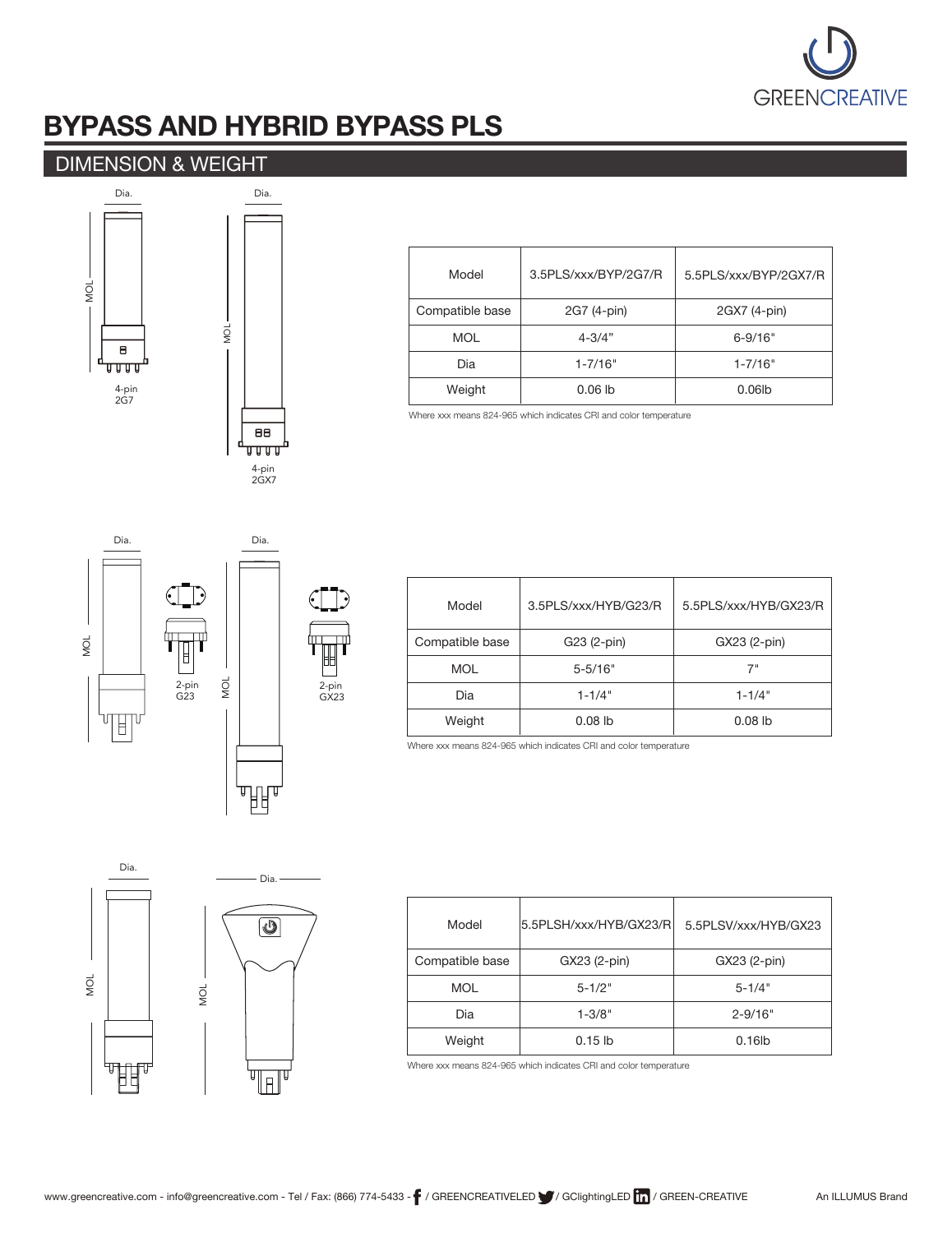# BYPASS AND HYBRID BYPASS PLS

## DIMENSION & WEIGHT

| Model | 3.5PLS/xxx/BYP/2G7/R | 5.5PLS/xxx/BYP/2GX7/R |
|---|---|---|
| Compatible base | 2G7 (4-pin) | 2GX7 (4-pin) |
| MOL | 4-3/4" | 6-9/16" |
| Dia | 1-7/16" | 1-7/16" |
| Weight | 0.06 lb | 0.06lb |

Where xxx means 824-965 which indicates CRI and color temperature

| Model | 3.5PLS/xxx/HYB/G23/R | 5.5PLS/xxx/HYB/GX23/R |
|---|---|---|
| Compatible base | G23 (2-pin) | GX23 (2-pin) |
| MOL | 5-5/16" | 7" |
| Dia | 1-1/4" | 1-1/4" |
| Weight | 0.08 lb | 0.08 lb |

Where xxx means 824-965 which indicates CRI and color temperature

| Model | 5.5PLSH/xxx/HYB/GX23/R | 5.5PLSV/xxx/HYB/GX23 |
|---|---|---|
| Compatible base | GX23 (2-pin) | GX23 (2-pin) |
| MOL | 5-1/2" | 5-1/4" |
| Dia | 1-3/8" | 2-9/16" |
| Weight | 0.15 lb | 0.16lb |

Where xxx means 824-965 which indicates CRI and color temperature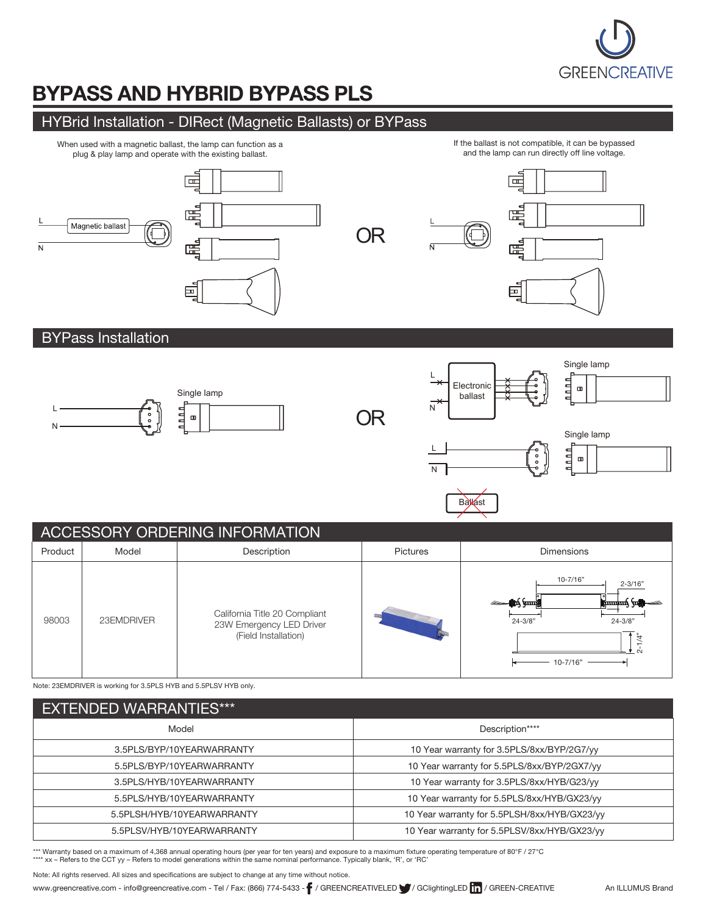GREENCREATIVE

# BYPASS AND HYBRID BYPASS PLS

## HYBrid Installation - DIRect (Magnetic Ballasts) or BYPass

When used with a magnetic ballast, the lamp can function as a plug & play lamp and operate with the existing ballast.

L

Magnetic ballast

N

OR

If the ballast is not compatible, it can be bypassed and the lamp can run directly off line voltage.

L

N

## BYPass Installation

L

N

Single lamp

OR

L

N

Electronic ballast

Single lamp

L

N

Single lamp

Ballast

## ACCESSORY ORDERING INFORMATION

| Product | Model | Description | Pictures | Dimensions |
|---|---|---|---|---|
| 98003 | 23EMDRIVER | California Title 20 Compliant 23W Emergency LED Driver (Field Installation) | | 10-7/16" 2-3/16" 24-3/8" 24-3/8" 2-1/4" 10-7/16" |

Note: 23EMDRIVER is working for 3.5PLS HYB and 5.5PLSV HYB only.

## EXTENDED WARRANTIES***

| Model | Description**** |
|---|---|
| 3.5PLS/BYP/10YEARWARRANTY | 10 Year warranty for 3.5PLS/8xx/BYP/2G7/yy |
| 5.5PLS/BYP/10YEARWARRANTY | 10 Year warranty for 5.5PLS/8xx/BYP/2GX7/yy |
| 3.5PLS/HYB/10YEARWARRANTY | 10 Year warranty for 3.5PLS/8xx/HYB/G23/yy |
| 5.5PLS/HYB/10YEARWARRANTY | 10 Year warranty for 5.5PLS/8xx/HYB/GX23/yy |
| 5.5PLSH/HYB/10YEARWARRANTY | 10 Year warranty for 5.5PLSH/8xx/HYB/GX23/yy |
| 5.5PLSV/HYB/10YEARWARRANTY | 10 Year warranty for 5.5PLSV/8xx/HYB/GX23/yy |

*** Warranty based on a maximum of 4,368 annual operating hours (per year for ten years) and exposure to a maximum fixture operating temperature of 80°F / 27°C
**** xx – Refers to the CCT yy – Refers to model generations within the same nominal performance. Typically blank, 'R', or 'RC'

Note: All rights reserved. All sizes and specifications are subject to change at any time without notice.

www.greencreative.com - info@greencreative.com - Tel / Fax: (866) 774-5433 - / GREENCREATIVELED / GClightingLED / GREEN-CREATIVE

An ILLUMUS Brand